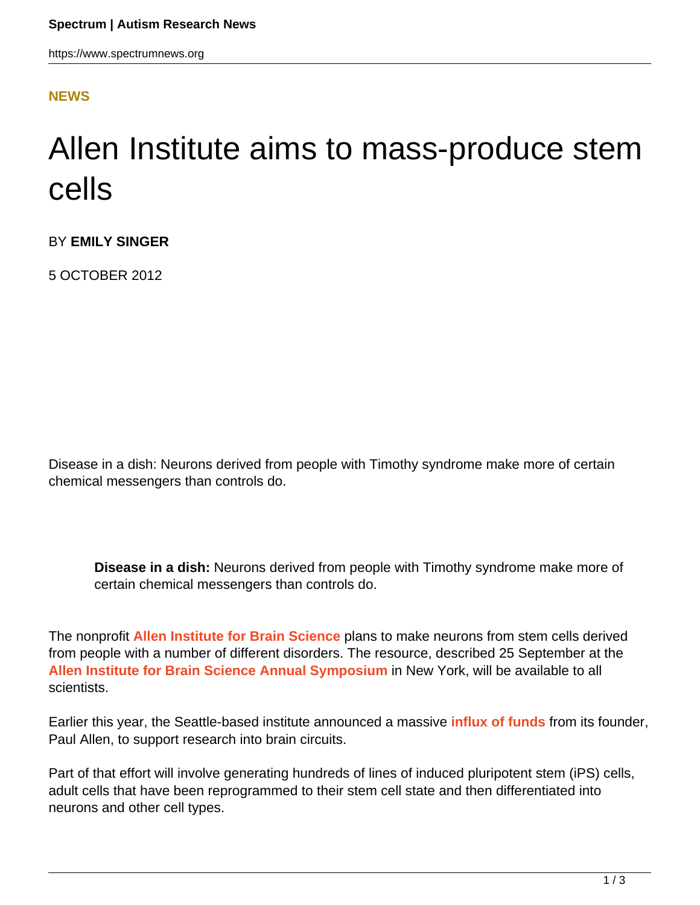**NEWS**

# Allen Institute aims to mass-produce stem cells

BY **EMILY SINGER**

5 OCTOBER 2012

Disease in a dish: Neurons derived from people with Timothy syndrome make more of certain chemical messengers than controls do.

> **Disease in a dish:** Neurons derived from people with Timothy syndrome make more of certain chemical messengers than controls do.

The nonprofit **Allen Institute for Brain Science** plans to make neurons from stem cells derived from people with a number of different disorders. The resource, described 25 September at the **Allen Institute for Brain Science Annual Symposium** in New York, will be available to all scientists.

Earlier this year, the Seattle-based institute announced a massive **influx of funds** from its founder, Paul Allen, to support research into brain circuits.

Part of that effort will involve generating hundreds of lines of induced pluripotent stem (iPS) cells, adult cells that have been reprogrammed to their stem cell state and then differentiated into neurons and other cell types.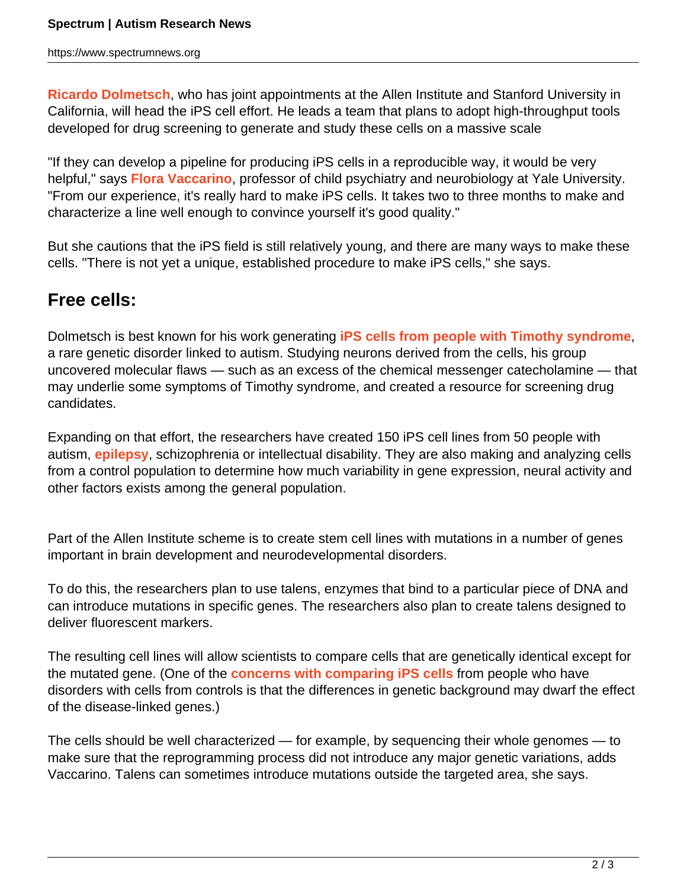**Ricardo Dolmetsch**, who has joint appointments at the Allen Institute and Stanford University in California, will head the iPS cell effort. He leads a team that plans to adopt high-throughput tools developed for drug screening to generate and study these cells on a massive scale

"If they can develop a pipeline for producing iPS cells in a reproducible way, it would be very helpful," says **Flora Vaccarino**, professor of child psychiatry and neurobiology at Yale University. "From our experience, it's really hard to make iPS cells. It takes two to three months to make and characterize a line well enough to convince yourself it's good quality."

But she cautions that the iPS field is still relatively young, and there are many ways to make these cells. "There is not yet a unique, established procedure to make iPS cells," she says.

## Free cells:

Dolmetsch is best known for his work generating **iPS cells from people with Timothy syndrome**, a rare genetic disorder linked to autism. Studying neurons derived from the cells, his group uncovered molecular flaws — such as an excess of the chemical messenger catecholamine — that may underlie some symptoms of Timothy syndrome, and created a resource for screening drug candidates.

Expanding on that effort, the researchers have created 150 iPS cell lines from 50 people with autism, **epilepsy**, schizophrenia or intellectual disability. They are also making and analyzing cells from a control population to determine how much variability in gene expression, neural activity and other factors exists among the general population.

Part of the Allen Institute scheme is to create stem cell lines with mutations in a number of genes important in brain development and neurodevelopmental disorders.

To do this, the researchers plan to use talens, enzymes that bind to a particular piece of DNA and can introduce mutations in specific genes. The researchers also plan to create talens designed to deliver fluorescent markers.

The resulting cell lines will allow scientists to compare cells that are genetically identical except for the mutated gene. (One of the **concerns with comparing iPS cells** from people who have disorders with cells from controls is that the differences in genetic background may dwarf the effect of the disease-linked genes.)

The cells should be well characterized — for example, by sequencing their whole genomes — to make sure that the reprogramming process did not introduce any major genetic variations, adds Vaccarino. Talens can sometimes introduce mutations outside the targeted area, she says.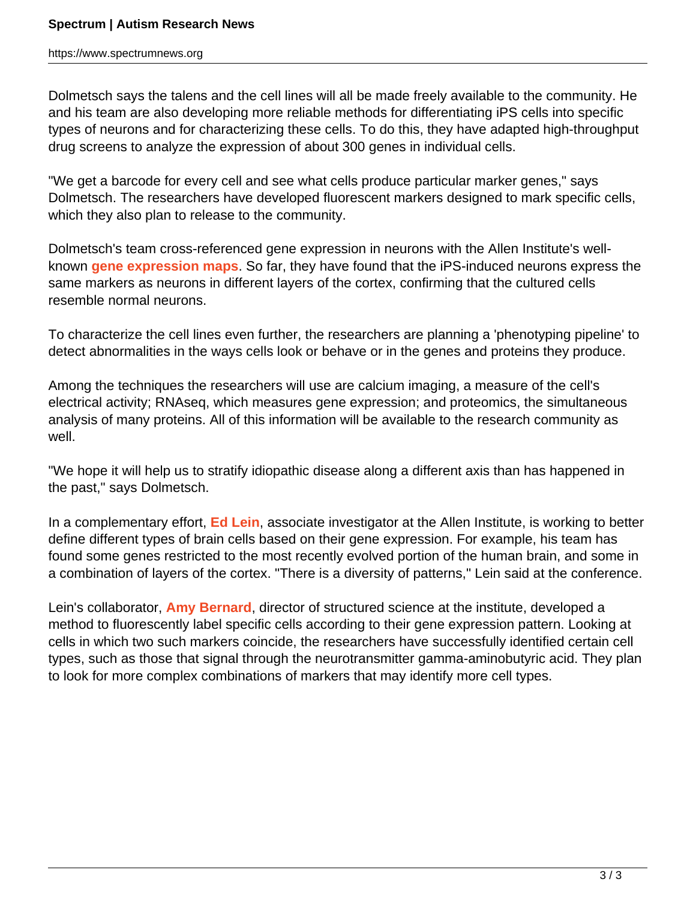Dolmetsch says the talens and the cell lines will all be made freely available to the community. He and his team are also developing more reliable methods for differentiating iPS cells into specific types of neurons and for characterizing these cells. To do this, they have adapted high-throughput drug screens to analyze the expression of about 300 genes in individual cells.

"We get a barcode for every cell and see what cells produce particular marker genes," says Dolmetsch. The researchers have developed fluorescent markers designed to mark specific cells, which they also plan to release to the community.

Dolmetsch's team cross-referenced gene expression in neurons with the Allen Institute's well-known **gene expression maps**. So far, they have found that the iPS-induced neurons express the same markers as neurons in different layers of the cortex, confirming that the cultured cells resemble normal neurons.

To characterize the cell lines even further, the researchers are planning a 'phenotyping pipeline' to detect abnormalities in the ways cells look or behave or in the genes and proteins they produce.

Among the techniques the researchers will use are calcium imaging, a measure of the cell's electrical activity; RNAseq, which measures gene expression; and proteomics, the simultaneous analysis of many proteins. All of this information will be available to the research community as well.

"We hope it will help us to stratify idiopathic disease along a different axis than has happened in the past," says Dolmetsch.

In a complementary effort, **Ed Lein**, associate investigator at the Allen Institute, is working to better define different types of brain cells based on their gene expression. For example, his team has found some genes restricted to the most recently evolved portion of the human brain, and some in a combination of layers of the cortex. "There is a diversity of patterns," Lein said at the conference.

Lein's collaborator, **Amy Bernard**, director of structured science at the institute, developed a method to fluorescently label specific cells according to their gene expression pattern. Looking at cells in which two such markers coincide, the researchers have successfully identified certain cell types, such as those that signal through the neurotransmitter gamma-aminobutyric acid. They plan to look for more complex combinations of markers that may identify more cell types.